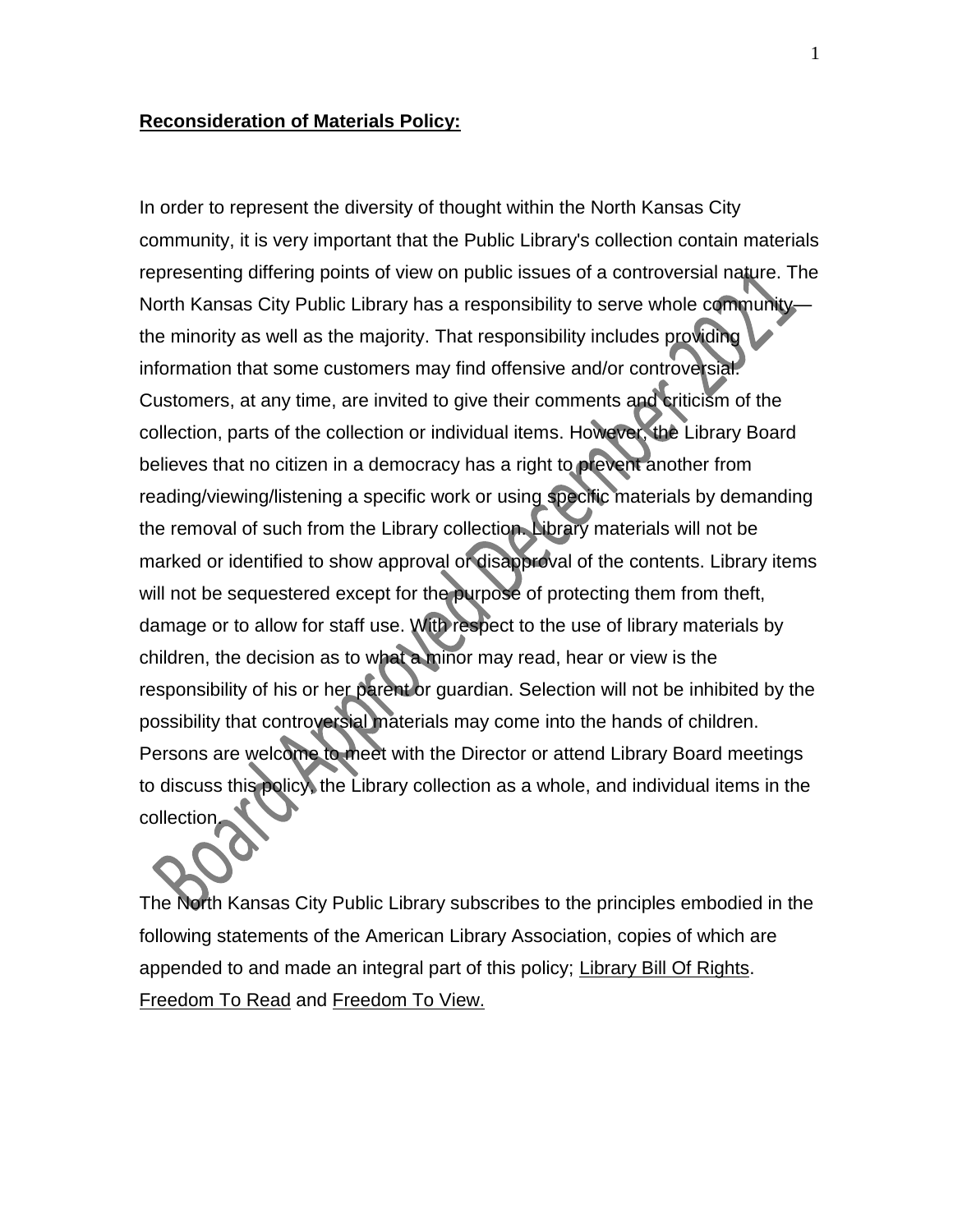**Reconsideration of Materials Policy:**

In order to represent the diversity of thought within the North Kansas City community, it is very important that the Public Library's collection contain materials representing differing points of view on public issues of a controversial nature. The North Kansas City Public Library has a responsibility to serve whole community—the minority as well as the majority. That responsibility includes providing information that some customers may find offensive and/or controversial. Customers, at any time, are invited to give their comments and criticism of the collection, parts of the collection or individual items. However, the Library Board believes that no citizen in a democracy has a right to prevent another from reading/viewing/listening a specific work or using specific materials by demanding the removal of such from the Library collection. Library materials will not be marked or identified to show approval or disapproval of the contents. Library items will not be sequestered except for the purpose of protecting them from theft, damage or to allow for staff use. With respect to the use of library materials by children, the decision as to what a minor may read, hear or view is the responsibility of his or her parent or guardian. Selection will not be inhibited by the possibility that controversial materials may come into the hands of children. Persons are welcome to meet with the Director or attend Library Board meetings to discuss this policy, the Library collection as a whole, and individual items in the collection.

The North Kansas City Public Library subscribes to the principles embodied in the following statements of the American Library Association, copies of which are appended to and made an integral part of this policy; Library Bill Of Rights. Freedom To Read and Freedom To View.

Board Approved December 2021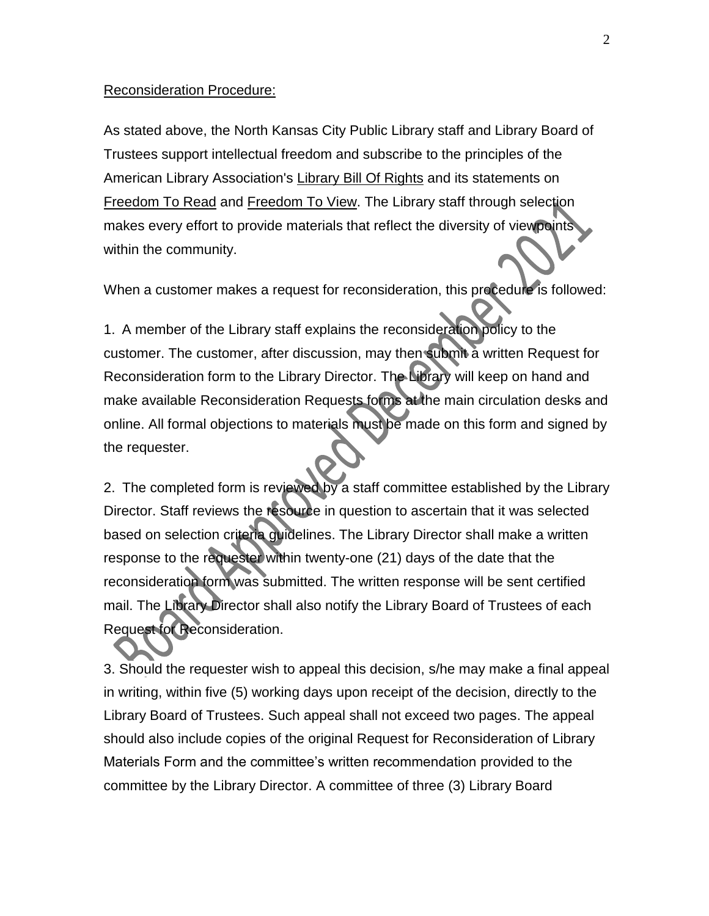Reconstruction Procedure:

As stated above, the North Kansas City Public Library staff and Library Board of Trustees support intellectual freedom and subscribe to the principles of the American Library Association's Library Bill Of Rights and its statements on Freedom To Read and Freedom To View. The Library staff through selection makes every effort to provide materials that reflect the diversity of viewpoints within the community.

When a customer makes a request for reconsideration, this procedure is followed:

1. A member of the Library staff explains the reconsideration policy to the customer. The customer, after discussion, may then submit a written Request for Reconsideration form to the Library Director. The Library will keep on hand and make available Reconsideration Requests forms at the main circulation desks and online. All formal objections to materials must be made on this form and signed by the requester.

2. The completed form is reviewed by a staff committee established by the Library Director. Staff reviews the resource in question to ascertain that it was selected based on selection criteria guidelines. The Library Director shall make a written response to the requester within twenty-one (21) days of the date that the reconsideration form was submitted. The written response will be sent certified mail. The Library Director shall also notify the Library Board of Trustees of each Request for Reconsideration.

3. Should the requester wish to appeal this decision, s/he may make a final appeal in writing, within five (5) working days upon receipt of the decision, directly to the Library Board of Trustees. Such appeal shall not exceed two pages. The appeal should also include copies of the original Request for Reconsideration of Library Materials Form and the committee's written recommendation provided to the committee by the Library Director. A committee of three (3) Library Board

Board Approved December 2021

Reconsideration Procedure:

As stated above, the North Kansas City Public Library staff and Library Board of Trustees support intellectual freedom and subscribe to the principles of the American Library Association's Library Bill Of Rights and its statements on Freedom To Read and Freedom To View. The Library staff through selection makes every effort to provide materials that reflect the diversity of viewpoints within the community.

When a customer makes a request for reconsideration, this procedure is followed:

1. A member of the Library staff explains the reconsideration policy to the customer. The customer, after discussion, may then submit a written Request for Reconsideration form to the Library Director. The Library will keep on hand and make available Reconsideration Requests forms at the main circulation desks and online. All formal objections to materials must be made on this form and signed by the requester.

2. The completed form is reviewed by a staff committee established by the Library Director. Staff reviews the resource in question to ascertain that it was selected based on selection criteria guidelines. The Library Director shall make a written response to the requester within twenty-one (21) days of the date that the reconsideration form was submitted. The written response will be sent certified mail. The Library Director shall also notify the Library Board of Trustees of each Request for Reconsideration.

3. Should the requester wish to appeal this decision, s/he may make a final appeal in writing, within five (5) working days upon receipt of the decision, directly to the Library Board of Trustees. Such appeal shall not exceed two pages. The appeal should also include copies of the original Request for Reconsideration of Library Materials Form and the committee's written recommendation provided to the committee by the Library Director. A committee of three (3) Library Board

Board Approved December 2021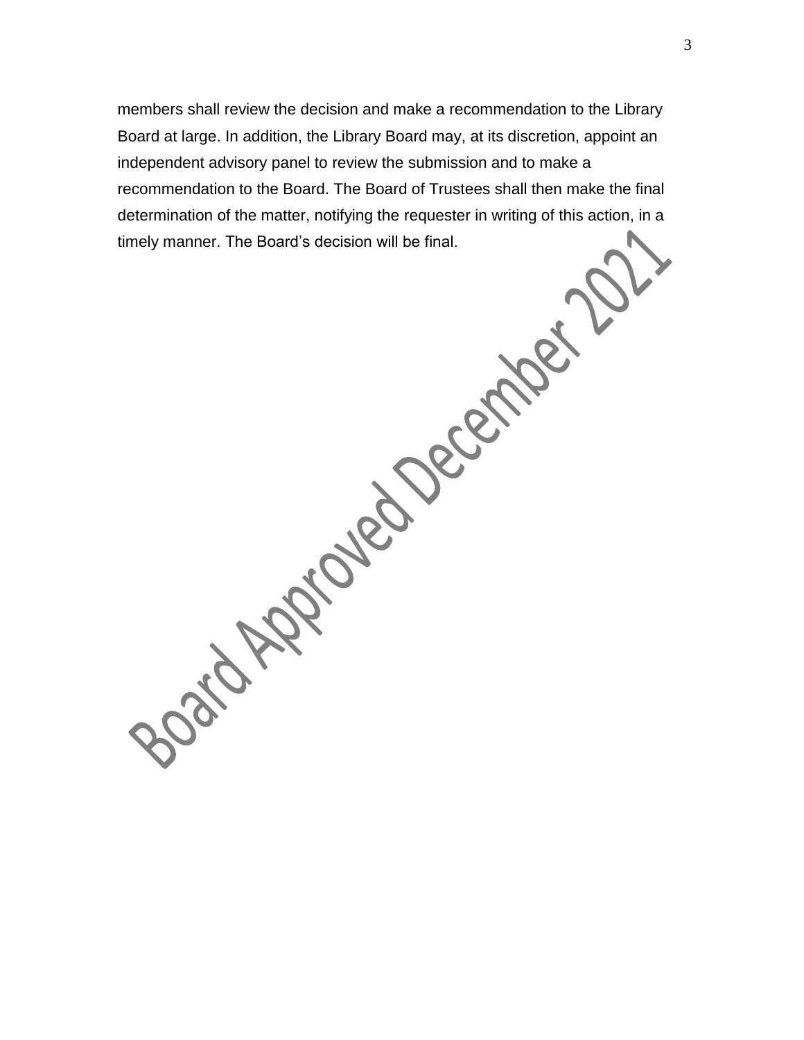members shall review the decision and make a recommendation to the Library Board at large. In addition, the Library Board may, at its discretion, appoint an independent advisory panel to review the submission and to make a recommendation to the Board. The Board of Trustees shall then make the final determination of the matter, notifying the requester in writing of this action, in a timely manner. The Board's decision will be final.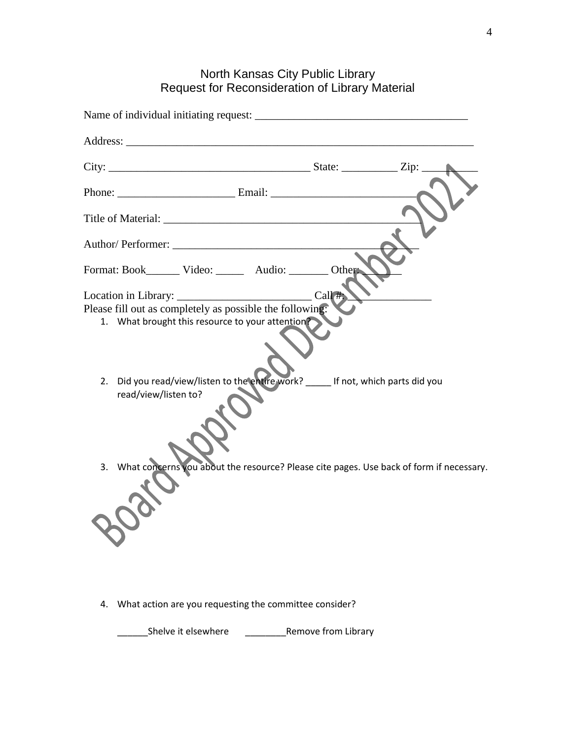# North Kansas City Public Library
## Request for Reconsideration of Library Material

Board Approved December 2021

Name of individual initiating request: ______________________________________

Address: _______________________________________________________________

City: __________________________________ State: __________ Zip: __________

Phone: ____________________ Email: __________________________

Title of Material: _______________________________________________

Author/ Performer: ___________________________________________

Format: Book______ Video: _____ Audio: _______ Other: _______

Location in Library: ________________________ Call #: _______________

Please fill out as completely as possible the following:

1. What brought this resource to your attention?

2. Did you read/view/listen to the entire work? _____ If not, which parts did you read/view/listen to?

3. What concerns you about the resource? Please cite pages. Use back of form if necessary.

4. What action are you requesting the committee consider?

   ______Shelve it elsewhere ________Remove from Library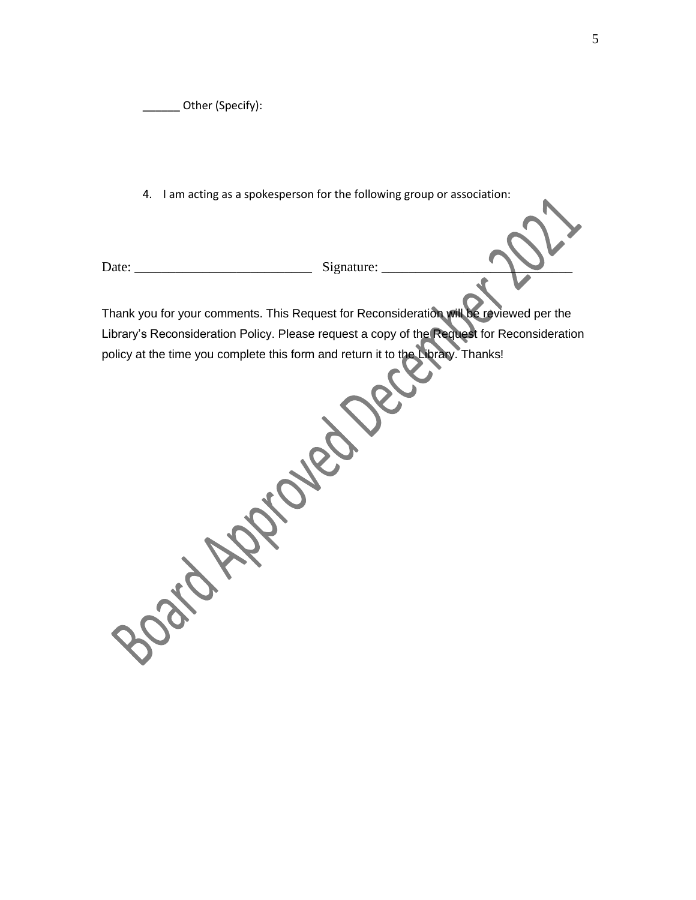______ Other (Specify):

4. I am acting as a spokesperson for the following group or association:

Date: __________________________ Signature: ____________________________

Thank you for your comments. This Request for Reconsideration will be reviewed per the Library's Reconsideration Policy. Please request a copy of the Request for Reconsideration policy at the time you complete this form and return it to the Library. Thanks!

Board Approved December 2021